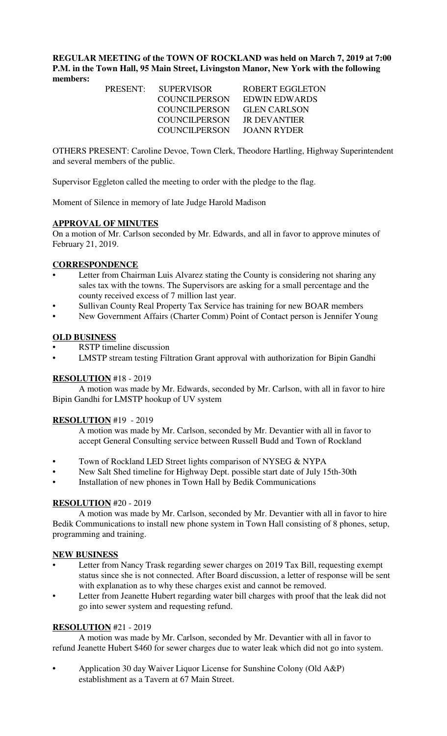**REGULAR MEETING of the TOWN OF ROCKLAND was held on March 7, 2019 at 7:00 P.M. in the Town Hall, 95 Main Street, Livingston Manor, New York with the following members:**

| PRESENT: | SUPERVISOR | ROBERT EGGLETON |
|---|---|---|
| | COUNCILPERSON | EDWIN EDWARDS |
| | COUNCILPERSON | GLEN CARLSON |
| | COUNCILPERSON | JR DEVANTIER |
| | COUNCILPERSON | JOANN RYDER |

OTHERS PRESENT: Caroline Devoe, Town Clerk, Theodore Hartling, Highway Superintendent and several members of the public.

Supervisor Eggleton called the meeting to order with the pledge to the flag.

Moment of Silence in memory of late Judge Harold Madison

**APPROVAL OF MINUTES**

On a motion of Mr. Carlson seconded by Mr. Edwards, and all in favor to approve minutes of February 21, 2019.

**CORRESPONDENCE**

- Letter from Chairman Luis Alvarez stating the County is considering not sharing any sales tax with the towns. The Supervisors are asking for a small percentage and the county received excess of 7 million last year.
- Sullivan County Real Property Tax Service has training for new BOAR members
- New Government Affairs (Charter Comm) Point of Contact person is Jennifer Young

**OLD BUSINESS**

- RSTP timeline discussion
- LMSTP stream testing Filtration Grant approval with authorization for Bipin Gandhi

**RESOLUTION** #18 - 2019

A motion was made by Mr. Edwards, seconded by Mr. Carlson, with all in favor to hire Bipin Gandhi for LMSTP hookup of UV system

**RESOLUTION** #19 - 2019

A motion was made by Mr. Carlson, seconded by Mr. Devantier with all in favor to accept General Consulting service between Russell Budd and Town of Rockland

- Town of Rockland LED Street lights comparison of NYSEG & NYPA
- New Salt Shed timeline for Highway Dept. possible start date of July 15th-30th
- Installation of new phones in Town Hall by Bedik Communications

**RESOLUTION** #20 - 2019

A motion was made by Mr. Carlson, seconded by Mr. Devantier with all in favor to hire Bedik Communications to install new phone system in Town Hall consisting of 8 phones, setup, programming and training.

**NEW BUSINESS**

- Letter from Nancy Trask regarding sewer charges on 2019 Tax Bill, requesting exempt status since she is not connected. After Board discussion, a letter of response will be sent with explanation as to why these charges exist and cannot be removed.
- Letter from Jeanette Hubert regarding water bill charges with proof that the leak did not go into sewer system and requesting refund.

**RESOLUTION** #21 - 2019

A motion was made by Mr. Carlson, seconded by Mr. Devantier with all in favor to refund Jeanette Hubert $460 for sewer charges due to water leak which did not go into system.

- Application 30 day Waiver Liquor License for Sunshine Colony (Old A&P) establishment as a Tavern at 67 Main Street.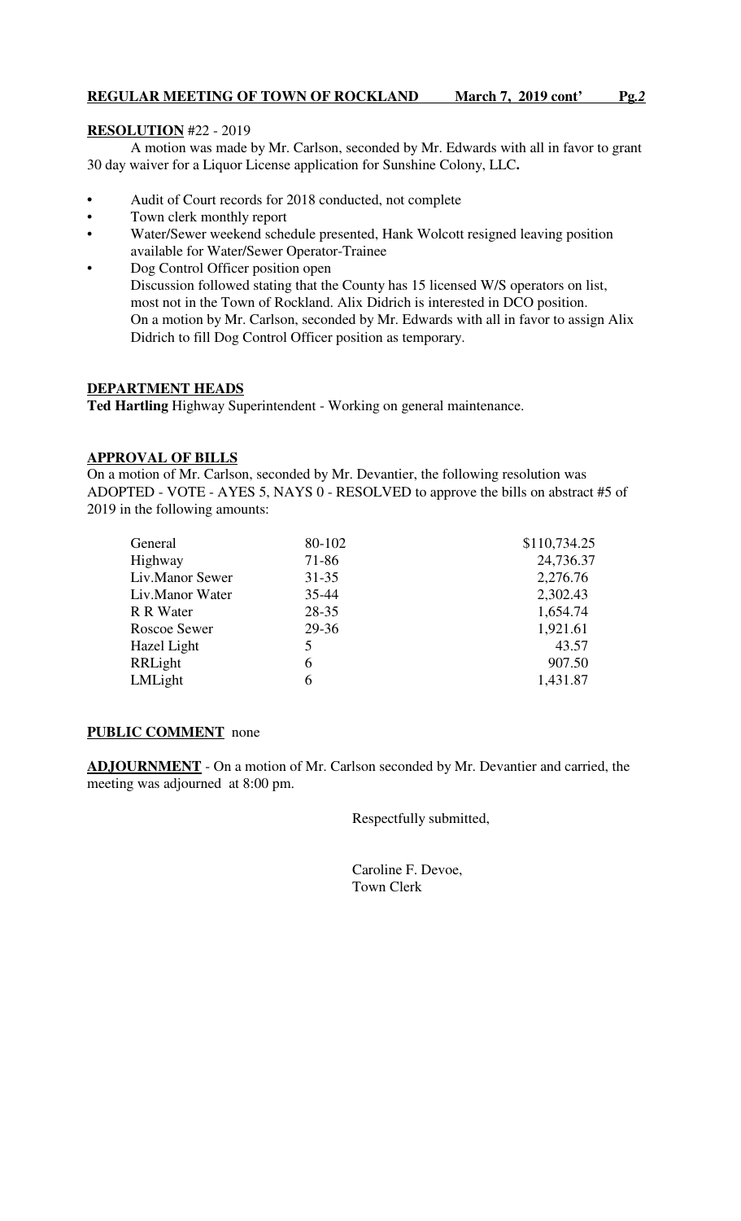**RESOLUTION** #22 - 2019

A motion was made by Mr. Carlson, seconded by Mr. Edwards with all in favor to grant 30 day waiver for a Liquor License application for Sunshine Colony, LLC**.**

- Audit of Court records for 2018 conducted, not complete
- Town clerk monthly report
- Water/Sewer weekend schedule presented, Hank Wolcott resigned leaving position available for Water/Sewer Operator-Trainee
- Dog Control Officer position open

  Discussion followed stating that the County has 15 licensed W/S operators on list, most not in the Town of Rockland. Alix Didrich is interested in DCO position.

  On a motion by Mr. Carlson, seconded by Mr. Edwards with all in favor to assign Alix Didrich to fill Dog Control Officer position as temporary.

**DEPARTMENT HEADS**

**Ted Hartling** Highway Superintendent - Working on general maintenance.

**APPROVAL OF BILLS**

On a motion of Mr. Carlson, seconded by Mr. Devantier, the following resolution was ADOPTED - VOTE - AYES 5, NAYS 0 - RESOLVED to approve the bills on abstract #5 of 2019 in the following amounts:

| | | |
|---|---|---|
| General | 80-102 | $110,734.25 |
| Highway | 71-86 | 24,736.37 |
| Liv.Manor Sewer | 31-35 | 2,276.76 |
| Liv.Manor Water | 35-44 | 2,302.43 |
| R R Water | 28-35 | 1,654.74 |
| Roscoe Sewer | 29-36 | 1,921.61 |
| Hazel Light | 5 | 43.57 |
| RRLight | 6 | 907.50 |
| LMLight | 6 | 1,431.87 |

**PUBLIC COMMENT** none

**ADJOURNMENT** - On a motion of Mr. Carlson seconded by Mr. Devantier and carried, the meeting was adjourned at 8:00 pm.

Respectfully submitted,

Caroline F. Devoe,
Town Clerk